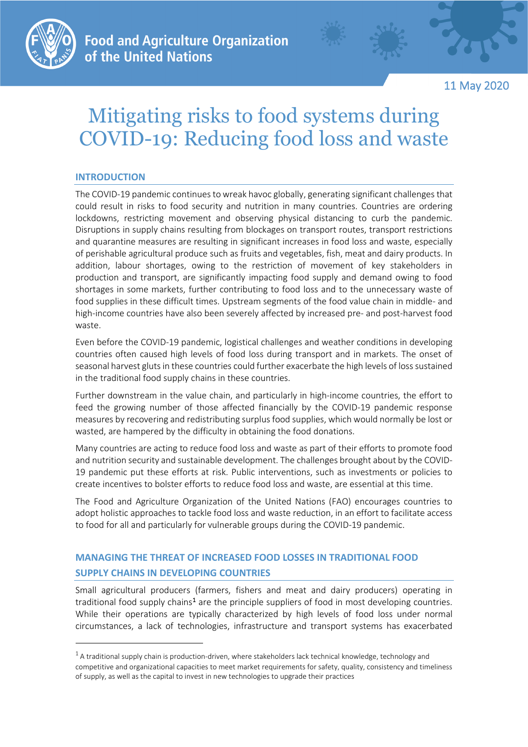Food and Agriculture Organization of the United Nations

11 May 2020

# Mitigating risks to food systems during COVID-19: Reducing food loss and waste

## INTRODUCTION

The COVID-19 pandemic continues to wreak havoc globally, generating significant challenges that could result in risks to food security and nutrition in many countries. Countries are ordering lockdowns, restricting movement and observing physical distancing to curb the pandemic. Disruptions in supply chains resulting from blockages on transport routes, transport restrictions and quarantine measures are resulting in significant increases in food loss and waste, especially of perishable agricultural produce such as fruits and vegetables, fish, meat and dairy products. In addition, labour shortages, owing to the restriction of movement of key stakeholders in production and transport, are significantly impacting food supply and demand owing to food shortages in some markets, further contributing to food loss and to the unnecessary waste of food supplies in these difficult times. Upstream segments of the food value chain in middle- and high-income countries have also been severely affected by increased pre- and post-harvest food waste.

Even before the COVID-19 pandemic, logistical challenges and weather conditions in developing countries often caused high levels of food loss during transport and in markets. The onset of seasonal harvest gluts in these countries could further exacerbate the high levels of loss sustained in the traditional food supply chains in these countries.

Further downstream in the value chain, and particularly in high-income countries, the effort to feed the growing number of those affected financially by the COVID-19 pandemic response measures by recovering and redistributing surplus food supplies, which would normally be lost or wasted, are hampered by the difficulty in obtaining the food donations.

Many countries are acting to reduce food loss and waste as part of their efforts to promote food and nutrition security and sustainable development. The challenges brought about by the COVID-19 pandemic put these efforts at risk. Public interventions, such as investments or policies to create incentives to bolster efforts to reduce food loss and waste, are essential at this time.

The Food and Agriculture Organization of the United Nations (FAO) encourages countries to adopt holistic approaches to tackle food loss and waste reduction, in an effort to facilitate access to food for all and particularly for vulnerable groups during the COVID-19 pandemic.

## MANAGING THE THREAT OF INCREASED FOOD LOSSES IN TRADITIONAL FOOD SUPPLY CHAINS IN DEVELOPING COUNTRIES

Small agricultural producers (farmers, fishers and meat and dairy producers) operating in traditional food supply chains[1] are the principle suppliers of food in most developing countries. While their operations are typically characterized by high levels of food loss under normal circumstances, a lack of technologies, infrastructure and transport systems has exacerbated

[1] A traditional supply chain is production-driven, where stakeholders lack technical knowledge, technology and competitive and organizational capacities to meet market requirements for safety, quality, consistency and timeliness of supply, as well as the capital to invest in new technologies to upgrade their practices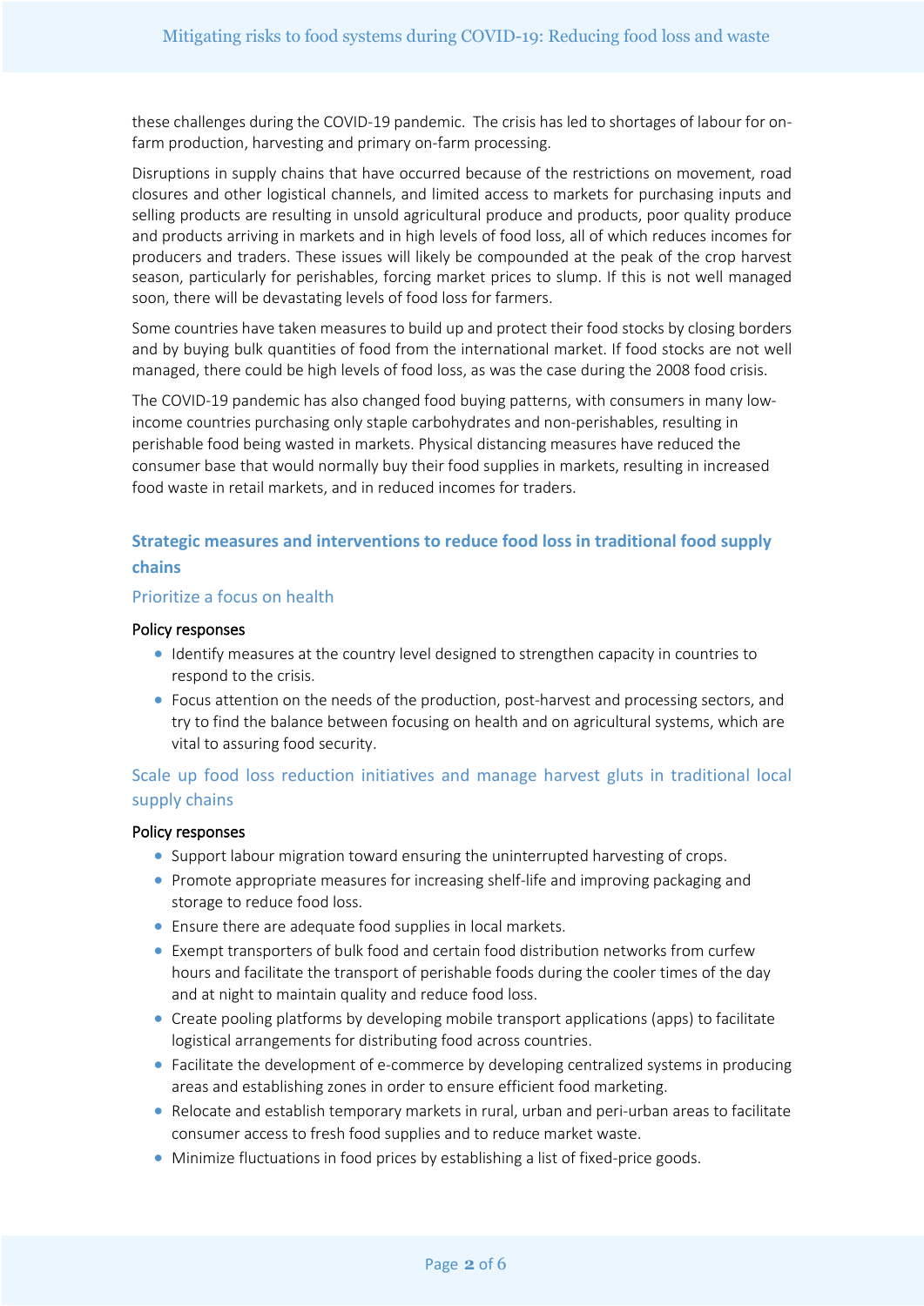these challenges during the COVID-19 pandemic. The crisis has led to shortages of labour for on-farm production, harvesting and primary on-farm processing.

Disruptions in supply chains that have occurred because of the restrictions on movement, road closures and other logistical channels, and limited access to markets for purchasing inputs and selling products are resulting in unsold agricultural produce and products, poor quality produce and products arriving in markets and in high levels of food loss, all of which reduces incomes for producers and traders. These issues will likely be compounded at the peak of the crop harvest season, particularly for perishables, forcing market prices to slump. If this is not well managed soon, there will be devastating levels of food loss for farmers.

Some countries have taken measures to build up and protect their food stocks by closing borders and by buying bulk quantities of food from the international market. If food stocks are not well managed, there could be high levels of food loss, as was the case during the 2008 food crisis.

The COVID-19 pandemic has also changed food buying patterns, with consumers in many low-income countries purchasing only staple carbohydrates and non-perishables, resulting in perishable food being wasted in markets. Physical distancing measures have reduced the consumer base that would normally buy their food supplies in markets, resulting in increased food waste in retail markets, and in reduced incomes for traders.

## Strategic measures and interventions to reduce food loss in traditional food supply chains

### Prioritize a focus on health

#### Policy responses

- Identify measures at the country level designed to strengthen capacity in countries to respond to the crisis.
- Focus attention on the needs of the production, post-harvest and processing sectors, and try to find the balance between focusing on health and on agricultural systems, which are vital to assuring food security.

### Scale up food loss reduction initiatives and manage harvest gluts in traditional local supply chains

#### Policy responses

- Support labour migration toward ensuring the uninterrupted harvesting of crops.
- Promote appropriate measures for increasing shelf-life and improving packaging and storage to reduce food loss.
- Ensure there are adequate food supplies in local markets.
- Exempt transporters of bulk food and certain food distribution networks from curfew hours and facilitate the transport of perishable foods during the cooler times of the day and at night to maintain quality and reduce food loss.
- Create pooling platforms by developing mobile transport applications (apps) to facilitate logistical arrangements for distributing food across countries.
- Facilitate the development of e-commerce by developing centralized systems in producing areas and establishing zones in order to ensure efficient food marketing.
- Relocate and establish temporary markets in rural, urban and peri-urban areas to facilitate consumer access to fresh food supplies and to reduce market waste.
- Minimize fluctuations in food prices by establishing a list of fixed-price goods.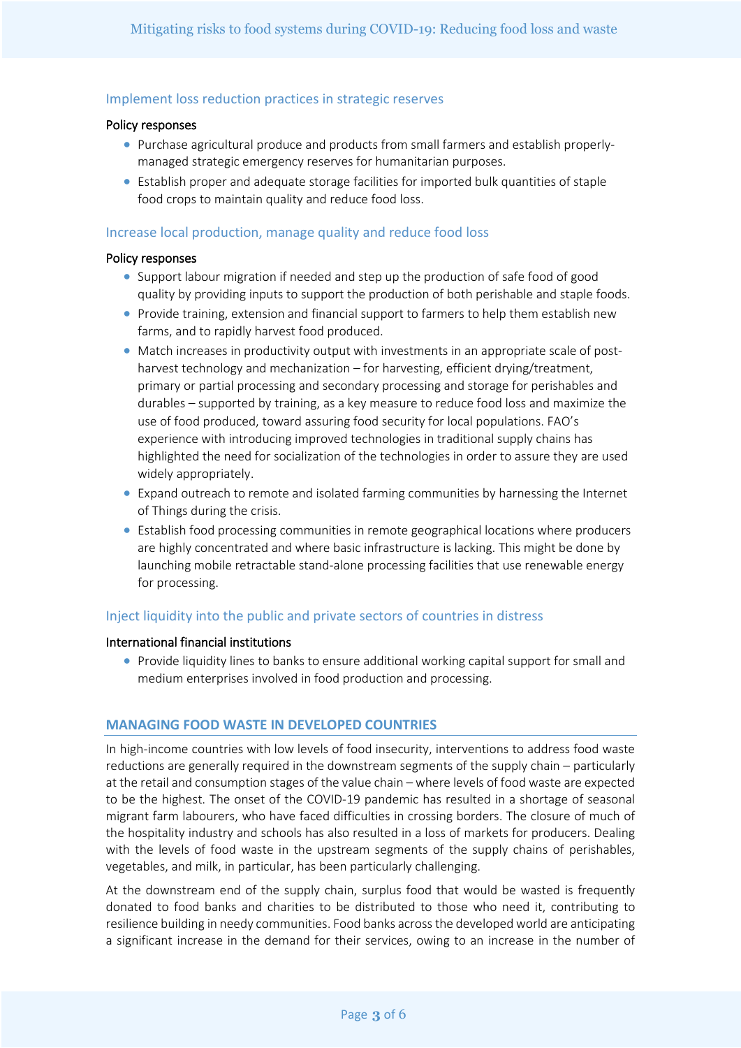### Implement loss reduction practices in strategic reserves

**Policy responses**

- Purchase agricultural produce and products from small farmers and establish properly-managed strategic emergency reserves for humanitarian purposes.
- Establish proper and adequate storage facilities for imported bulk quantities of staple food crops to maintain quality and reduce food loss.

### Increase local production, manage quality and reduce food loss

**Policy responses**

- Support labour migration if needed and step up the production of safe food of good quality by providing inputs to support the production of both perishable and staple foods.
- Provide training, extension and financial support to farmers to help them establish new farms, and to rapidly harvest food produced.
- Match increases in productivity output with investments in an appropriate scale of post-harvest technology and mechanization – for harvesting, efficient drying/treatment, primary or partial processing and secondary processing and storage for perishables and durables – supported by training, as a key measure to reduce food loss and maximize the use of food produced, toward assuring food security for local populations. FAO's experience with introducing improved technologies in traditional supply chains has highlighted the need for socialization of the technologies in order to assure they are used widely appropriately.
- Expand outreach to remote and isolated farming communities by harnessing the Internet of Things during the crisis.
- Establish food processing communities in remote geographical locations where producers are highly concentrated and where basic infrastructure is lacking. This might be done by launching mobile retractable stand-alone processing facilities that use renewable energy for processing.

### Inject liquidity into the public and private sectors of countries in distress

**International financial institutions**

- Provide liquidity lines to banks to ensure additional working capital support for small and medium enterprises involved in food production and processing.

## MANAGING FOOD WASTE IN DEVELOPED COUNTRIES

In high-income countries with low levels of food insecurity, interventions to address food waste reductions are generally required in the downstream segments of the supply chain – particularly at the retail and consumption stages of the value chain – where levels of food waste are expected to be the highest. The onset of the COVID-19 pandemic has resulted in a shortage of seasonal migrant farm labourers, who have faced difficulties in crossing borders. The closure of much of the hospitality industry and schools has also resulted in a loss of markets for producers. Dealing with the levels of food waste in the upstream segments of the supply chains of perishables, vegetables, and milk, in particular, has been particularly challenging.

At the downstream end of the supply chain, surplus food that would be wasted is frequently donated to food banks and charities to be distributed to those who need it, contributing to resilience building in needy communities. Food banks across the developed world are anticipating a significant increase in the demand for their services, owing to an increase in the number of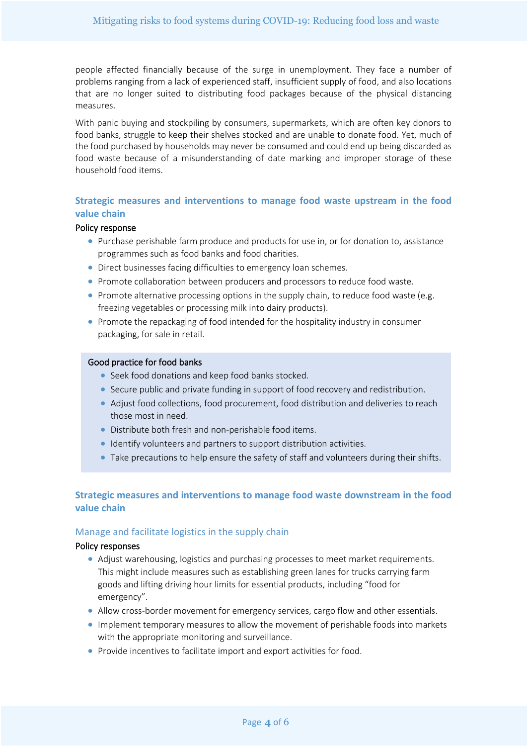people affected financially because of the surge in unemployment. They face a number of problems ranging from a lack of experienced staff, insufficient supply of food, and also locations that are no longer suited to distributing food packages because of the physical distancing measures.

With panic buying and stockpiling by consumers, supermarkets, which are often key donors to food banks, struggle to keep their shelves stocked and are unable to donate food. Yet, much of the food purchased by households may never be consumed and could end up being discarded as food waste because of a misunderstanding of date marking and improper storage of these household food items.

## Strategic measures and interventions to manage food waste upstream in the food value chain

Policy response

- Purchase perishable farm produce and products for use in, or for donation to, assistance programmes such as food banks and food charities.
- Direct businesses facing difficulties to emergency loan schemes.
- Promote collaboration between producers and processors to reduce food waste.
- Promote alternative processing options in the supply chain, to reduce food waste (e.g. freezing vegetables or processing milk into dairy products).
- Promote the repackaging of food intended for the hospitality industry in consumer packaging, for sale in retail.

Good practice for food banks

- Seek food donations and keep food banks stocked.
- Secure public and private funding in support of food recovery and redistribution.
- Adjust food collections, food procurement, food distribution and deliveries to reach those most in need.
- Distribute both fresh and non-perishable food items.
- Identify volunteers and partners to support distribution activities.
- Take precautions to help ensure the safety of staff and volunteers during their shifts.

## Strategic measures and interventions to manage food waste downstream in the food value chain

### Manage and facilitate logistics in the supply chain

Policy responses

- Adjust warehousing, logistics and purchasing processes to meet market requirements. This might include measures such as establishing green lanes for trucks carrying farm goods and lifting driving hour limits for essential products, including "food for emergency".
- Allow cross-border movement for emergency services, cargo flow and other essentials.
- Implement temporary measures to allow the movement of perishable foods into markets with the appropriate monitoring and surveillance.
- Provide incentives to facilitate import and export activities for food.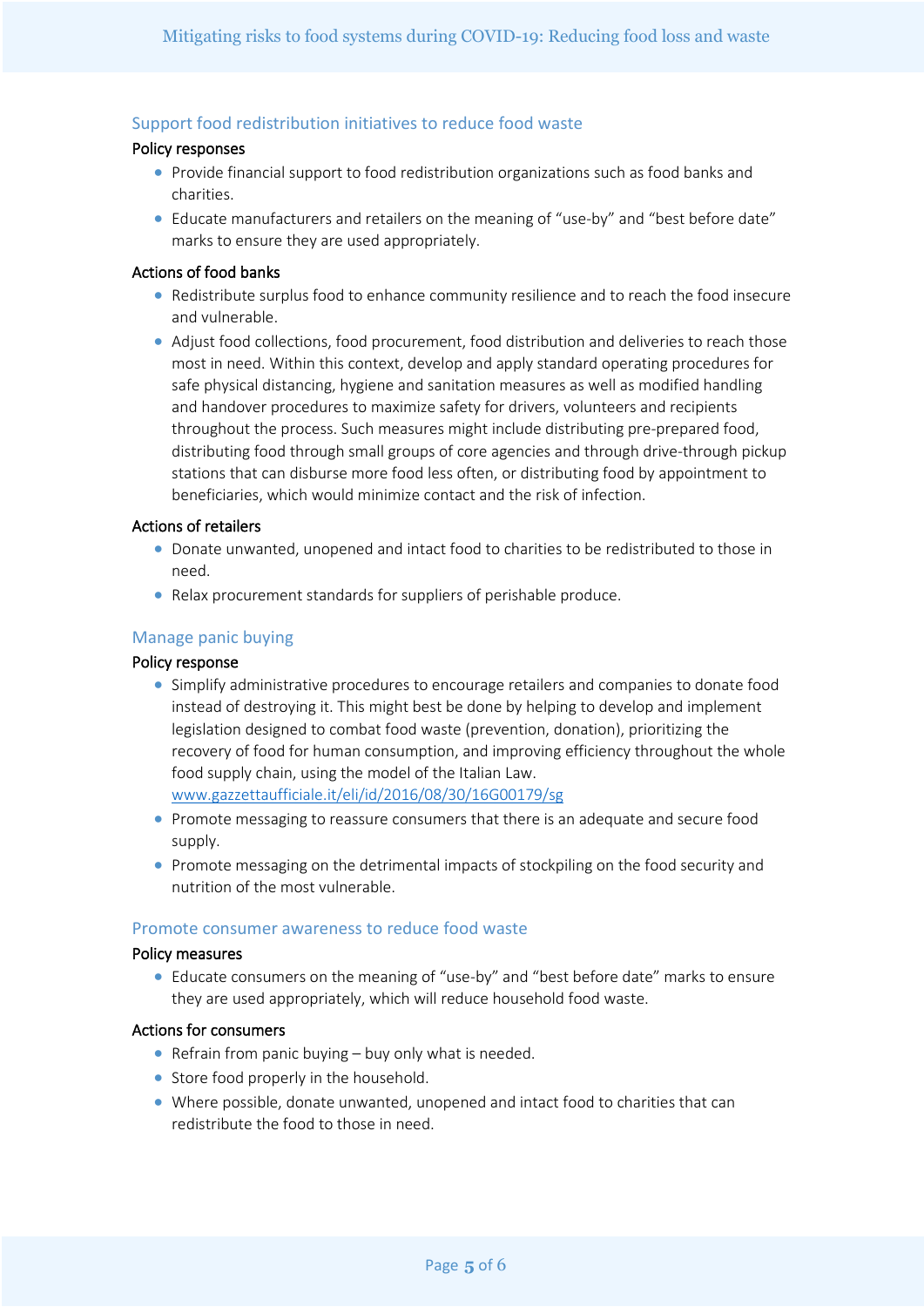## Support food redistribution initiatives to reduce food waste

### Policy responses

- Provide financial support to food redistribution organizations such as food banks and charities.
- Educate manufacturers and retailers on the meaning of "use-by" and "best before date" marks to ensure they are used appropriately.

### Actions of food banks

- Redistribute surplus food to enhance community resilience and to reach the food insecure and vulnerable.
- Adjust food collections, food procurement, food distribution and deliveries to reach those most in need. Within this context, develop and apply standard operating procedures for safe physical distancing, hygiene and sanitation measures as well as modified handling and handover procedures to maximize safety for drivers, volunteers and recipients throughout the process. Such measures might include distributing pre-prepared food, distributing food through small groups of core agencies and through drive-through pickup stations that can disburse more food less often, or distributing food by appointment to beneficiaries, which would minimize contact and the risk of infection.

### Actions of retailers

- Donate unwanted, unopened and intact food to charities to be redistributed to those in need.
- Relax procurement standards for suppliers of perishable produce.

## Manage panic buying

### Policy response

- Simplify administrative procedures to encourage retailers and companies to donate food instead of destroying it. This might best be done by helping to develop and implement legislation designed to combat food waste (prevention, donation), prioritizing the recovery of food for human consumption, and improving efficiency throughout the whole food supply chain, using the model of the Italian Law. www.gazzettaufficiale.it/eli/id/2016/08/30/16G00179/sg
- Promote messaging to reassure consumers that there is an adequate and secure food supply.
- Promote messaging on the detrimental impacts of stockpiling on the food security and nutrition of the most vulnerable.

## Promote consumer awareness to reduce food waste

### Policy measures

- Educate consumers on the meaning of "use-by" and "best before date" marks to ensure they are used appropriately, which will reduce household food waste.

### Actions for consumers

- Refrain from panic buying – buy only what is needed.
- Store food properly in the household.
- Where possible, donate unwanted, unopened and intact food to charities that can redistribute the food to those in need.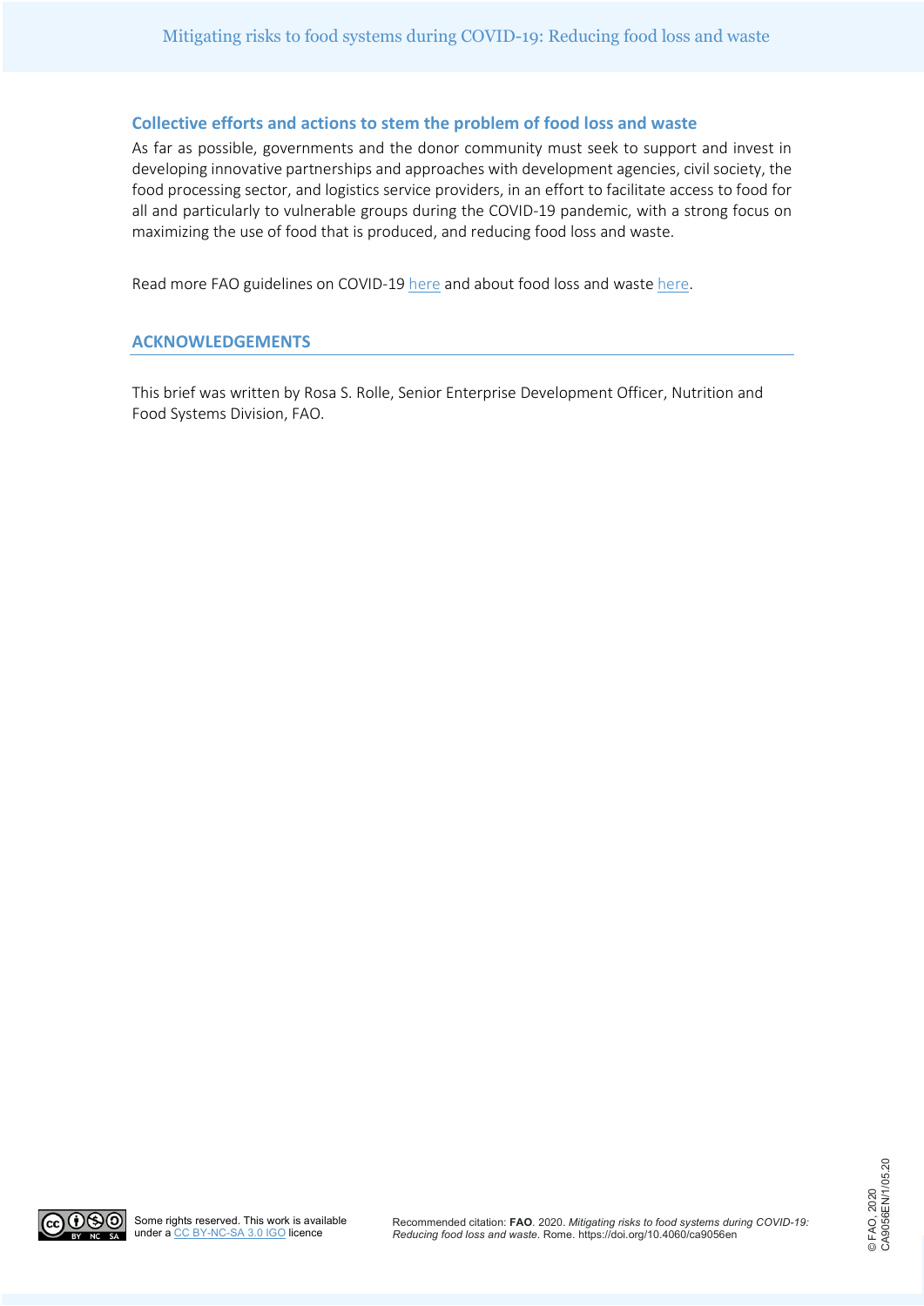## Collective efforts and actions to stem the problem of food loss and waste

As far as possible, governments and the donor community must seek to support and invest in developing innovative partnerships and approaches with development agencies, civil society, the food processing sector, and logistics service providers, in an effort to facilitate access to food for all and particularly to vulnerable groups during the COVID-19 pandemic, with a strong focus on maximizing the use of food that is produced, and reducing food loss and waste.

Read more FAO guidelines on COVID-19 here and about food loss and waste here.

## ACKNOWLEDGEMENTS

This brief was written by Rosa S. Rolle, Senior Enterprise Development Officer, Nutrition and Food Systems Division, FAO.

Some rights reserved. This work is available under a CC BY-NC-SA 3.0 IGO licence

Recommended citation: **FAO**. 2020. *Mitigating risks to food systems during COVID-19: Reducing food loss and waste.* Rome. https://doi.org/10.4060/ca9056en

© FAO, 2020
CA9056EN/1/05.20